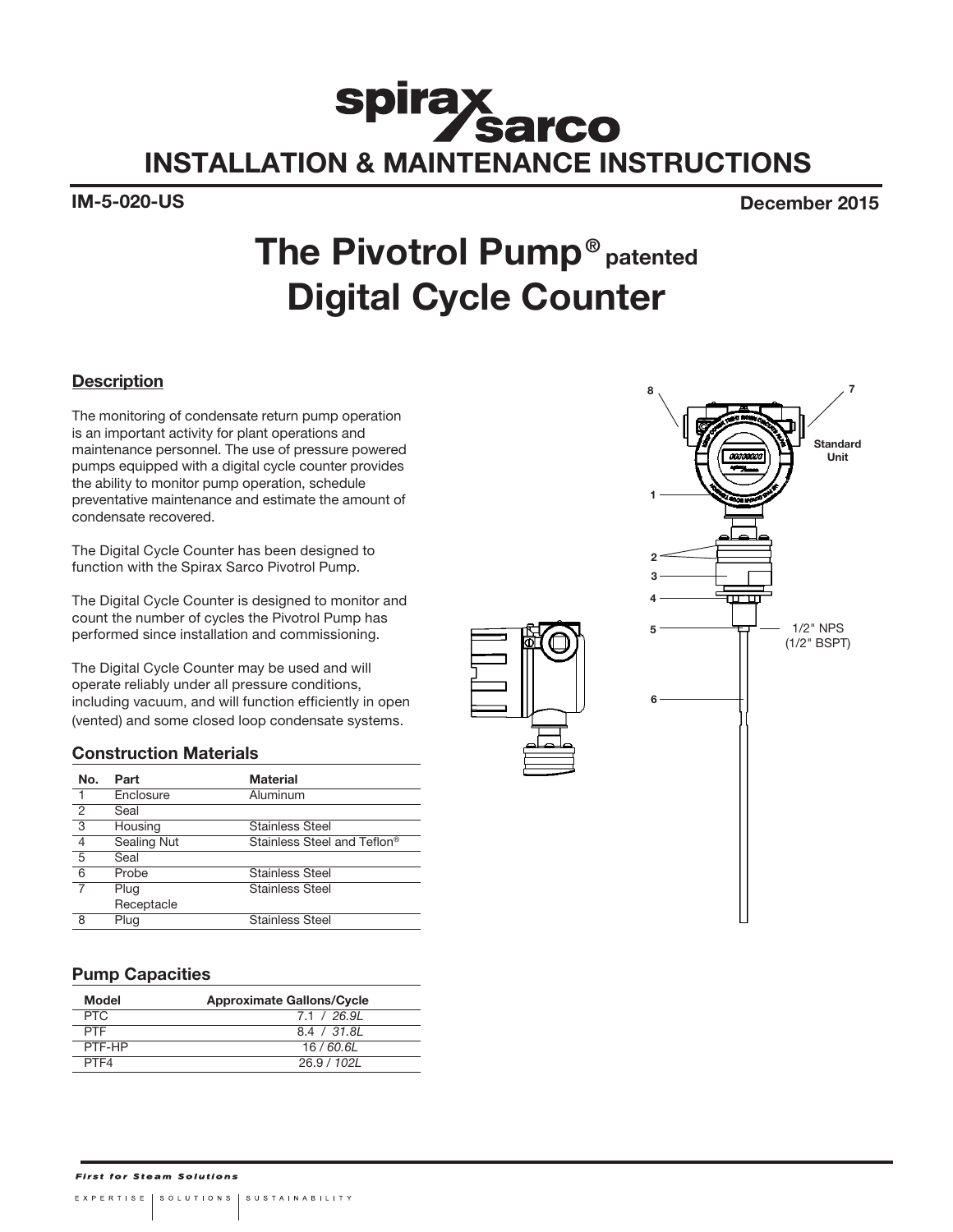# spirax sarco

# INSTALLATION & MAINTENANCE INSTRUCTIONS

**IM-5-020-US** **December 2015**

# The Pivotrol Pump® patented Digital Cycle Counter

## Description

The monitoring of condensate return pump operation is an important activity for plant operations and maintenance personnel. The use of pressure powered pumps equipped with a digital cycle counter provides the ability to monitor pump operation, schedule preventative maintenance and estimate the amount of condensate recovered.

The Digital Cycle Counter has been designed to function with the Spirax Sarco Pivotrol Pump.

The Digital Cycle Counter is designed to monitor and count the number of cycles the Pivotrol Pump has performed since installation and commissioning.

The Digital Cycle Counter may be used and will operate reliably under all pressure conditions, including vacuum, and will function efficiently in open (vented) and some closed loop condensate systems.

8 7

Standard Unit

1

2

3

4

5 1/2" NPS (1/2" BSPT)

6

### Construction Materials

| No. | Part | Material |
|---|---|---|
| 1 | Enclosure | Aluminum |
| 2 | Seal | |
| 3 | Housing | Stainless Steel |
| 4 | Sealing Nut | Stainless Steel and Teflon® |
| 5 | Seal | |
| 6 | Probe | Stainless Steel |
| 7 | Plug Receptacle | Stainless Steel |
| 8 | Plug | Stainless Steel |

### Pump Capacities

| Model | Approximate Gallons/Cycle |
|---|---|
| PTC | 7.1 / *26.9L* |
| PTF | 8.4 / *31.8L* |
| PTF-HP | 16 / *60.6L* |
| PTF4 | 26.9 / *102L* |

***First for Steam Solutions***

EXPERTISE | SOLUTIONS | SUSTAINABILITY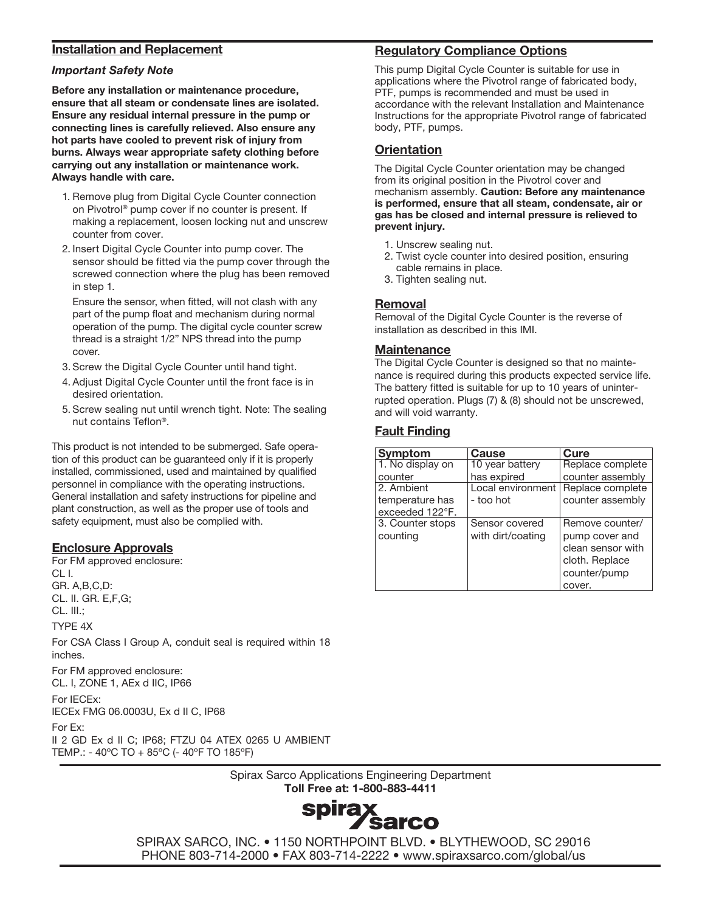## Installation and Replacement

### *Important Safety Note*

**Before any installation or maintenance procedure, ensure that all steam or condensate lines are isolated. Ensure any residual internal pressure in the pump or connecting lines is carefully relieved. Also ensure any hot parts have cooled to prevent risk of injury from burns. Always wear appropriate safety clothing before carrying out any installation or maintenance work. Always handle with care.**

1. Remove plug from Digital Cycle Counter connection on Pivotrol® pump cover if no counter is present. If making a replacement, loosen locking nut and unscrew counter from cover.
2. Insert Digital Cycle Counter into pump cover. The sensor should be fitted via the pump cover through the screwed connection where the plug has been removed in step 1.

   Ensure the sensor, when fitted, will not clash with any part of the pump float and mechanism during normal operation of the pump. The digital cycle counter screw thread is a straight 1/2" NPS thread into the pump cover.
3. Screw the Digital Cycle Counter until hand tight.
4. Adjust Digital Cycle Counter until the front face is in desired orientation.
5. Screw sealing nut until wrench tight. Note: The sealing nut contains Teflon®.

This product is not intended to be submerged. Safe operation of this product can be guaranteed only if it is properly installed, commissioned, used and maintained by qualified personnel in compliance with the operating instructions. General installation and safety instructions for pipeline and plant construction, as well as the proper use of tools and safety equipment, must also be complied with.

## Enclosure Approvals

For FM approved enclosure:
CL I.
GR. A,B,C,D:
CL. II. GR. E,F,G;
CL. III.;

TYPE 4X

For CSA Class I Group A, conduit seal is required within 18 inches.

For FM approved enclosure:
CL. I, ZONE 1, AEx d IIC, IP66

For IECEx:
IECEx FMG 06.0003U, Ex d II C, IP68

For Ex:
II 2 GD Ex d II C; IP68; FTZU 04 ATEX 0265 U AMBIENT TEMP.: - 40ºC TO + 85ºC (- 40ºF TO 185ºF)

## Regulatory Compliance Options

This pump Digital Cycle Counter is suitable for use in applications where the Pivotrol range of fabricated body, PTF, pumps is recommended and must be used in accordance with the relevant Installation and Maintenance Instructions for the appropriate Pivotrol range of fabricated body, PTF, pumps.

## Orientation

The Digital Cycle Counter orientation may be changed from its original position in the Pivotrol cover and mechanism assembly. **Caution: Before any maintenance is performed, ensure that all steam, condensate, air or gas has be closed and internal pressure is relieved to prevent injury.**

1. Unscrew sealing nut.
2. Twist cycle counter into desired position, ensuring cable remains in place.
3. Tighten sealing nut.

## Removal

Removal of the Digital Cycle Counter is the reverse of installation as described in this IMI.

## Maintenance

The Digital Cycle Counter is designed so that no maintenance is required during this products expected service life. The battery fitted is suitable for up to 10 years of uninterrupted operation. Plugs (7) & (8) should not be unscrewed, and will void warranty.

## Fault Finding

| Symptom | Cause | Cure |
|---|---|---|
| 1. No display on counter | 10 year battery has expired | Replace complete counter assembly |
| 2. Ambient temperature has exceeded 122°F. | Local environment - too hot | Replace complete counter assembly |
| 3. Counter stops counting | Sensor covered with dirt/coating | Remove counter/pump cover and clean sensor with cloth. Replace counter/pump cover. |

Spirax Sarco Applications Engineering Department
**Toll Free at: 1-800-883-4411**

spirax sarco

SPIRAX SARCO, INC. • 1150 NORTHPOINT BLVD. • BLYTHEWOOD, SC 29016
PHONE 803-714-2000 • FAX 803-714-2222 • www.spiraxsarco.com/global/us